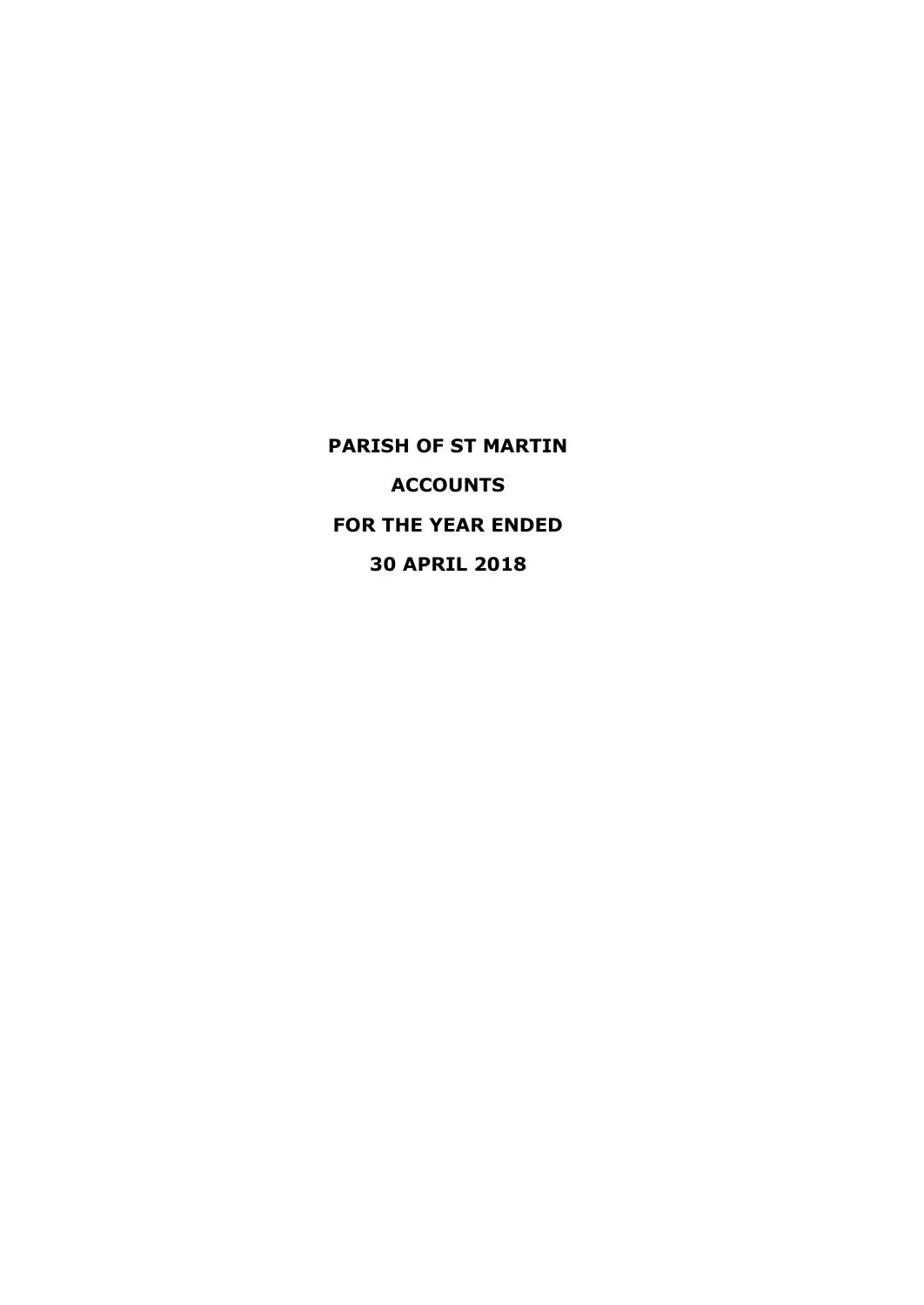# PARISH OF ST MARTIN

## ACCOUNTS

## FOR THE YEAR ENDED

## 30 APRIL 2018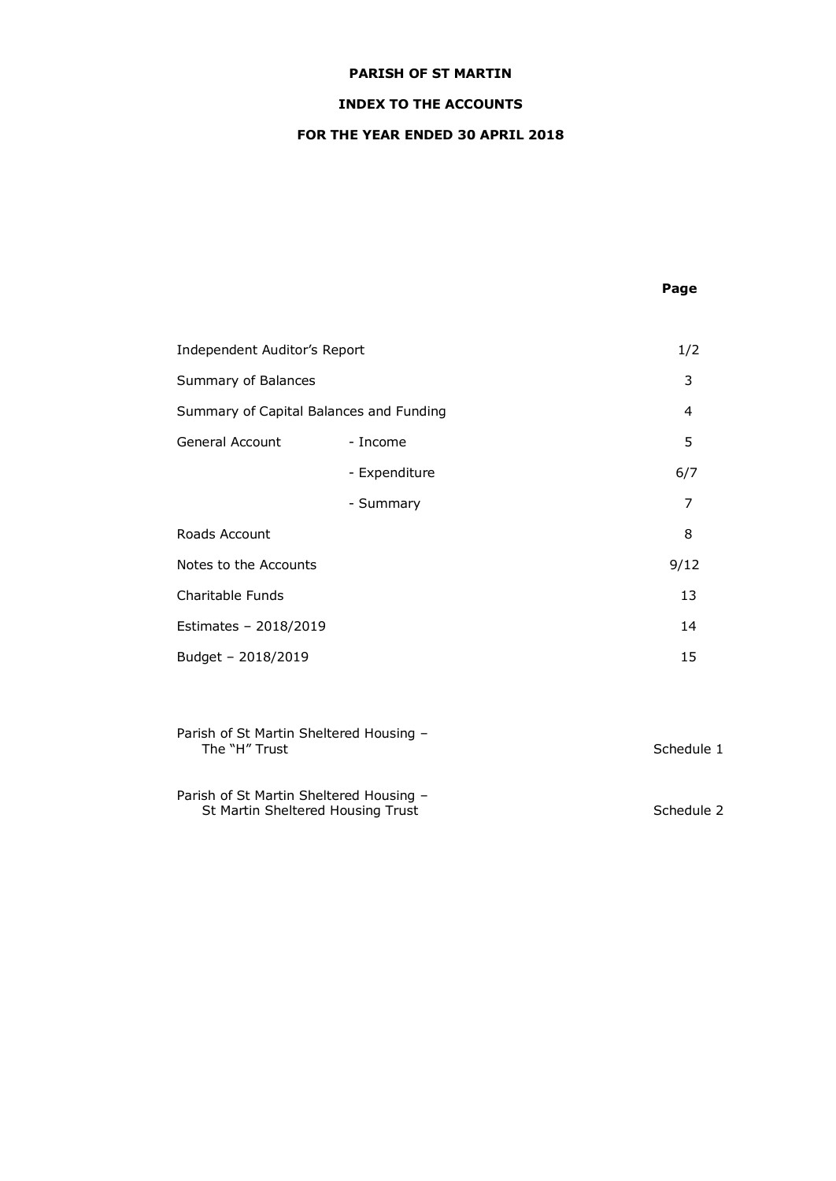**PARISH OF ST MARTIN**

**INDEX TO THE ACCOUNTS**

**FOR THE YEAR ENDED 30 APRIL 2018**

| | | **Page** |
|---|---|---|
| Independent Auditor's Report | | 1/2 |
| Summary of Balances | | 3 |
| Summary of Capital Balances and Funding | | 4 |
| General Account | - Income | 5 |
| | - Expenditure | 6/7 |
| | - Summary | 7 |
| Roads Account | | 8 |
| Notes to the Accounts | | 9/12 |
| Charitable Funds | | 13 |
| Estimates – 2018/2019 | | 14 |
| Budget – 2018/2019 | | 15 |
| Parish of St Martin Sheltered Housing – The "H" Trust | | Schedule 1 |
| Parish of St Martin Sheltered Housing – St Martin Sheltered Housing Trust | | Schedule 2 |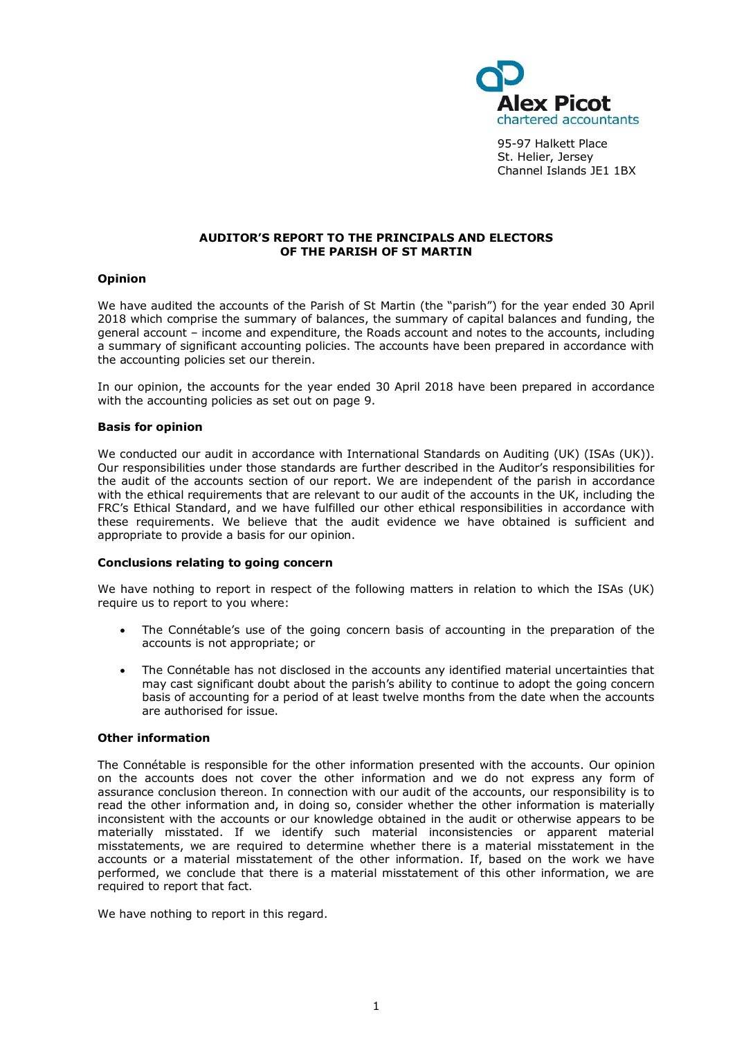Alex Picot
chartered accountants

95-97 Halkett Place
St. Helier, Jersey
Channel Islands JE1 1BX

**AUDITOR'S REPORT TO THE PRINCIPALS AND ELECTORS OF THE PARISH OF ST MARTIN**

**Opinion**

We have audited the accounts of the Parish of St Martin (the "parish") for the year ended 30 April 2018 which comprise the summary of balances, the summary of capital balances and funding, the general account – income and expenditure, the Roads account and notes to the accounts, including a summary of significant accounting policies. The accounts have been prepared in accordance with the accounting policies set our therein.

In our opinion, the accounts for the year ended 30 April 2018 have been prepared in accordance with the accounting policies as set out on page 9.

**Basis for opinion**

We conducted our audit in accordance with International Standards on Auditing (UK) (ISAs (UK)). Our responsibilities under those standards are further described in the Auditor's responsibilities for the audit of the accounts section of our report. We are independent of the parish in accordance with the ethical requirements that are relevant to our audit of the accounts in the UK, including the FRC's Ethical Standard, and we have fulfilled our other ethical responsibilities in accordance with these requirements. We believe that the audit evidence we have obtained is sufficient and appropriate to provide a basis for our opinion.

**Conclusions relating to going concern**

We have nothing to report in respect of the following matters in relation to which the ISAs (UK) require us to report to you where:

- The Connétable's use of the going concern basis of accounting in the preparation of the accounts is not appropriate; or
- The Connétable has not disclosed in the accounts any identified material uncertainties that may cast significant doubt about the parish's ability to continue to adopt the going concern basis of accounting for a period of at least twelve months from the date when the accounts are authorised for issue.

**Other information**

The Connétable is responsible for the other information presented with the accounts. Our opinion on the accounts does not cover the other information and we do not express any form of assurance conclusion thereon. In connection with our audit of the accounts, our responsibility is to read the other information and, in doing so, consider whether the other information is materially inconsistent with the accounts or our knowledge obtained in the audit or otherwise appears to be materially misstated. If we identify such material inconsistencies or apparent material misstatements, we are required to determine whether there is a material misstatement in the accounts or a material misstatement of the other information. If, based on the work we have performed, we conclude that there is a material misstatement of this other information, we are required to report that fact.

We have nothing to report in this regard.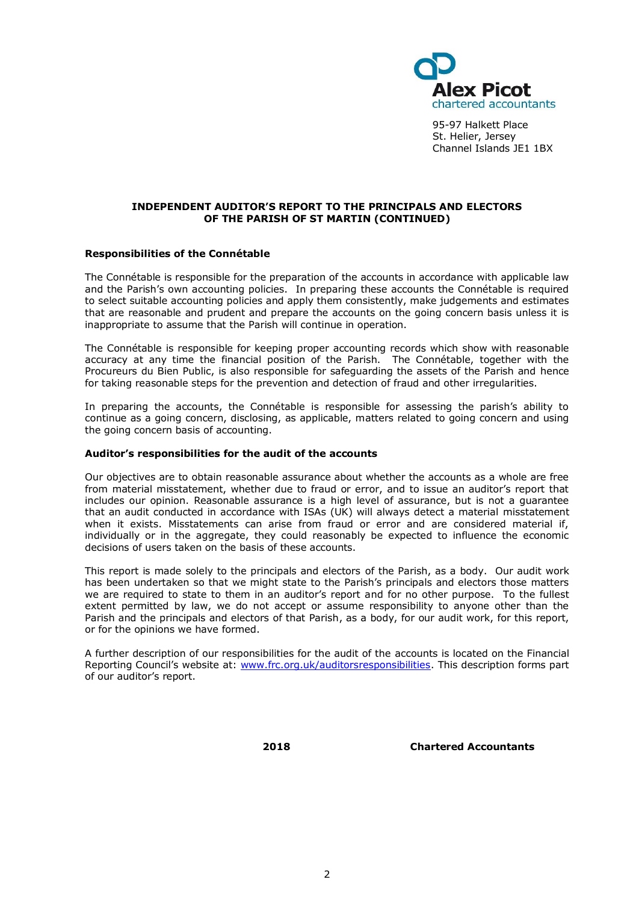Alex Picot
chartered accountants

95-97 Halkett Place
St. Helier, Jersey
Channel Islands JE1 1BX

**INDEPENDENT AUDITOR'S REPORT TO THE PRINCIPALS AND ELECTORS OF THE PARISH OF ST MARTIN (CONTINUED)**

**Responsibilities of the Connétable**

The Connétable is responsible for the preparation of the accounts in accordance with applicable law and the Parish's own accounting policies. In preparing these accounts the Connétable is required to select suitable accounting policies and apply them consistently, make judgements and estimates that are reasonable and prudent and prepare the accounts on the going concern basis unless it is inappropriate to assume that the Parish will continue in operation.

The Connétable is responsible for keeping proper accounting records which show with reasonable accuracy at any time the financial position of the Parish. The Connétable, together with the Procureurs du Bien Public, is also responsible for safeguarding the assets of the Parish and hence for taking reasonable steps for the prevention and detection of fraud and other irregularities.

In preparing the accounts, the Connétable is responsible for assessing the parish's ability to continue as a going concern, disclosing, as applicable, matters related to going concern and using the going concern basis of accounting.

**Auditor's responsibilities for the audit of the accounts**

Our objectives are to obtain reasonable assurance about whether the accounts as a whole are free from material misstatement, whether due to fraud or error, and to issue an auditor's report that includes our opinion. Reasonable assurance is a high level of assurance, but is not a guarantee that an audit conducted in accordance with ISAs (UK) will always detect a material misstatement when it exists. Misstatements can arise from fraud or error and are considered material if, individually or in the aggregate, they could reasonably be expected to influence the economic decisions of users taken on the basis of these accounts.

This report is made solely to the principals and electors of the Parish, as a body. Our audit work has been undertaken so that we might state to the Parish's principals and electors those matters we are required to state to them in an auditor's report and for no other purpose. To the fullest extent permitted by law, we do not accept or assume responsibility to anyone other than the Parish and the principals and electors of that Parish, as a body, for our audit work, for this report, or for the opinions we have formed.

A further description of our responsibilities for the audit of the accounts is located on the Financial Reporting Council's website at: www.frc.org.uk/auditorsresponsibilities. This description forms part of our auditor's report.

**2018** **Chartered Accountants**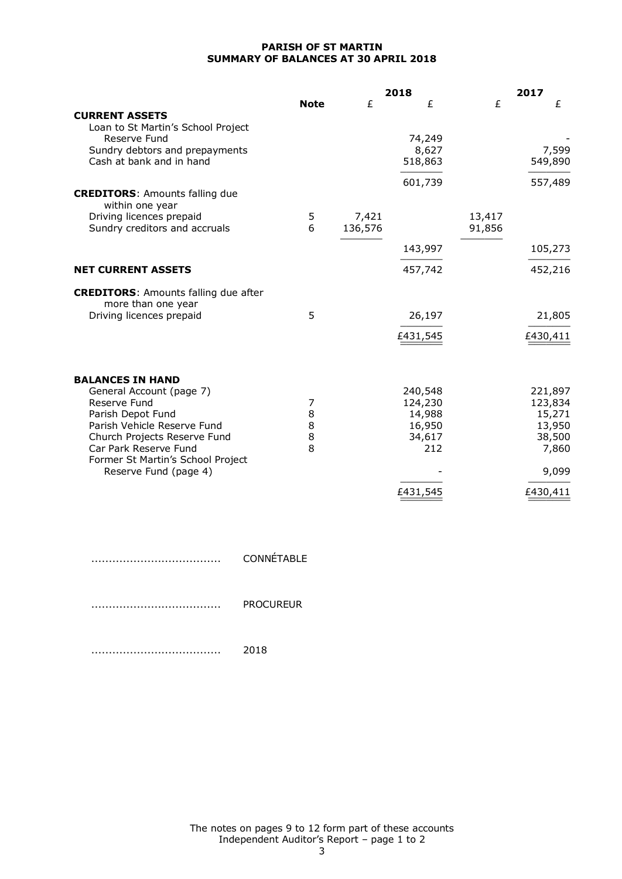**PARISH OF ST MARTIN**
**SUMMARY OF BALANCES AT 30 APRIL 2018**

| | Note | 2018 £ | 2018 £ | 2017 £ | 2017 £ |
|---|---|---|---|---|---|
| **CURRENT ASSETS** | | | | | |
| Loan to St Martin's School Project Reserve Fund | | | 74,249 | | - |
| Sundry debtors and prepayments | | | 8,627 | | 7,599 |
| Cash at bank and in hand | | | 518,863 | | 549,890 |
| | | | 601,739 | | 557,489 |
| **CREDITORS**: Amounts falling due within one year | | | | | |
| Driving licences prepaid | 5 | 7,421 | | 13,417 | |
| Sundry creditors and accruals | 6 | 136,576 | | 91,856 | |
| | | | 143,997 | | 105,273 |
| **NET CURRENT ASSETS** | | | 457,742 | | 452,216 |
| **CREDITORS**: Amounts falling due after more than one year | | | | | |
| Driving licences prepaid | 5 | | 26,197 | | 21,805 |
| | | | £431,545 | | £430,411 |
| | | | | | |
| **BALANCES IN HAND** | | | | | |
| General Account (page 7) | | | 240,548 | | 221,897 |
| Reserve Fund | 7 | | 124,230 | | 123,834 |
| Parish Depot Fund | 8 | | 14,988 | | 15,271 |
| Parish Vehicle Reserve Fund | 8 | | 16,950 | | 13,950 |
| Church Projects Reserve Fund | 8 | | 34,617 | | 38,500 |
| Car Park Reserve Fund | 8 | | 212 | | 7,860 |
| Former St Martin's School Project Reserve Fund (page 4) | | | - | | 9,099 |
| | | | £431,545 | | £430,411 |

.................................... CONNÉTABLE

.................................... PROCUREUR

.................................... 2018

The notes on pages 9 to 12 form part of these accounts
Independent Auditor's Report – page 1 to 2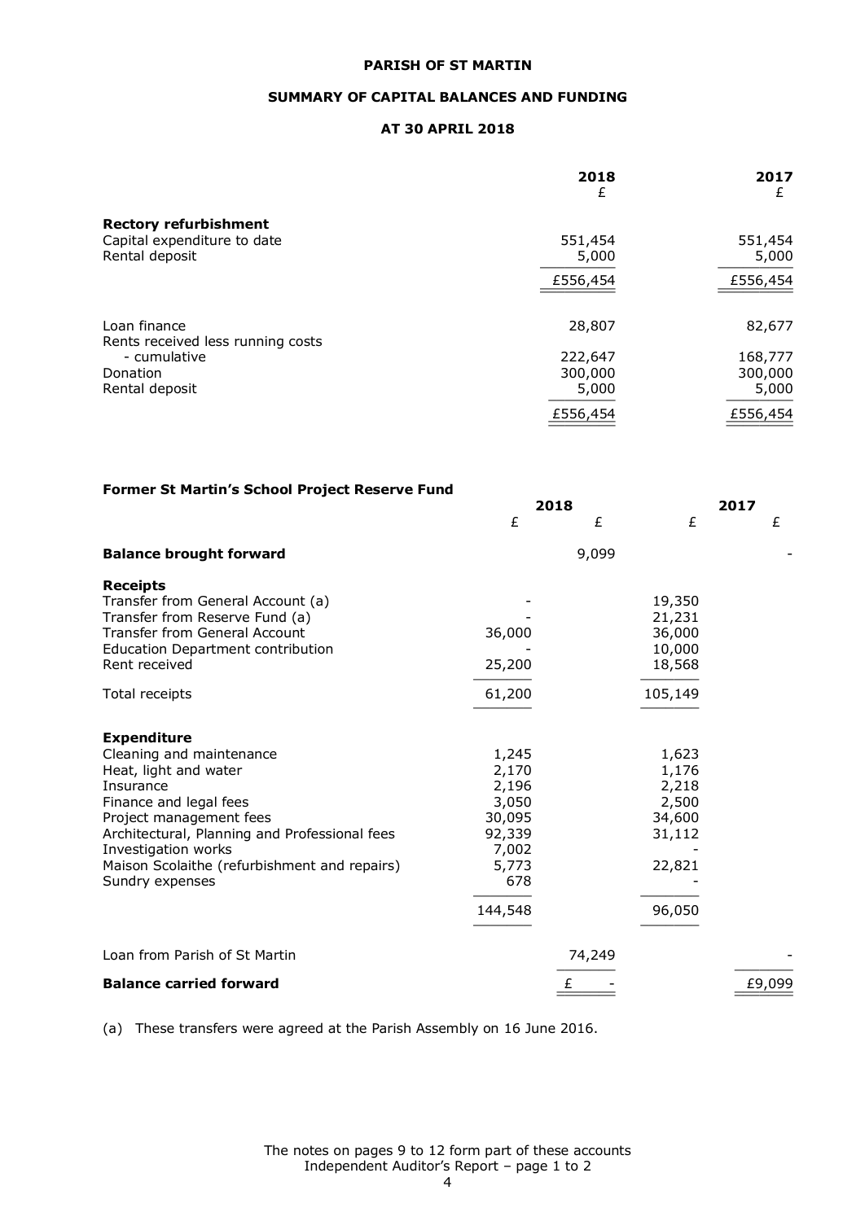**PARISH OF ST MARTIN**

**SUMMARY OF CAPITAL BALANCES AND FUNDING**

**AT 30 APRIL 2018**

| | 2018 £ | 2017 £ |
|---|---|---|
| **Rectory refurbishment** | | |
| Capital expenditure to date | 551,454 | 551,454 |
| Rental deposit | 5,000 | 5,000 |
| | £556,454 | £556,454 |
| | | |
| Loan finance | 28,807 | 82,677 |
| Rents received less running costs - cumulative | 222,647 | 168,777 |
| Donation | 300,000 | 300,000 |
| Rental deposit | 5,000 | 5,000 |
| | £556,454 | £556,454 |

**Former St Martin's School Project Reserve Fund**

| | 2018 £ | 2018 £ | 2017 £ | 2017 £ |
|---|---|---|---|---|
| **Balance brought forward** | | 9,099 | | - |
| **Receipts** | | | | |
| Transfer from General Account (a) | - | | 19,350 | |
| Transfer from Reserve Fund (a) | - | | 21,231 | |
| Transfer from General Account | 36,000 | | 36,000 | |
| Education Department contribution | - | | 10,000 | |
| Rent received | 25,200 | | 18,568 | |
| Total receipts | 61,200 | | 105,149 | |
| **Expenditure** | | | | |
| Cleaning and maintenance | 1,245 | | 1,623 | |
| Heat, light and water | 2,170 | | 1,176 | |
| Insurance | 2,196 | | 2,218 | |
| Finance and legal fees | 3,050 | | 2,500 | |
| Project management fees | 30,095 | | 34,600 | |
| Architectural, Planning and Professional fees | 92,339 | | 31,112 | |
| Investigation works | 7,002 | | - | |
| Maison Scolaithe (refurbishment and repairs) | 5,773 | | 22,821 | |
| Sundry expenses | 678 | | - | |
| | 144,548 | | 96,050 | |
| Loan from Parish of St Martin | | 74,249 | | - |
| **Balance carried forward** | | £ - | | £9,099 |

(a) These transfers were agreed at the Parish Assembly on 16 June 2016.

The notes on pages 9 to 12 form part of these accounts
Independent Auditor's Report – page 1 to 2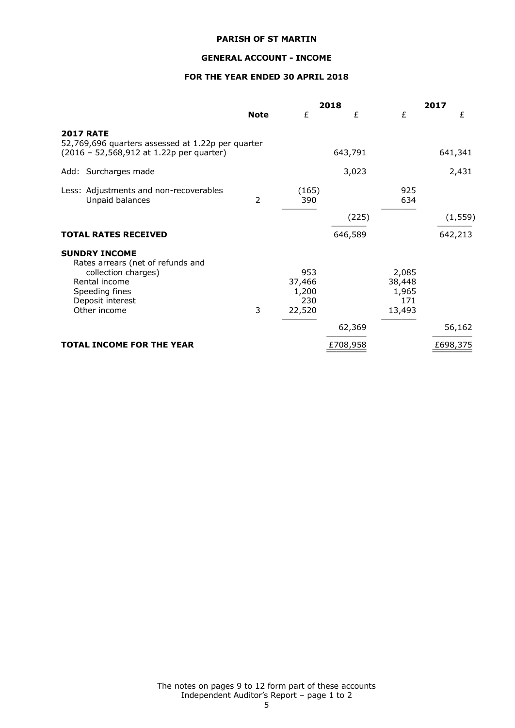**PARISH OF ST MARTIN**

**GENERAL ACCOUNT - INCOME**

**FOR THE YEAR ENDED 30 APRIL 2018**

| | Note | 2018 £ | 2018 £ | 2017 £ | 2017 £ |
|---|---|---|---|---|---|
| **2017 RATE** | | | | | |
| 52,769,696 quarters assessed at 1.22p per quarter (2016 – 52,568,912 at 1.22p per quarter) | | | 643,791 | | 641,341 |
| Add: Surcharges made | | | 3,023 | | 2,431 |
| Less: Adjustments and non-recoverables | | (165) | | 925 | |
| Unpaid balances | 2 | 390 | | 634 | |
| | | | (225) | | (1,559) |
| **TOTAL RATES RECEIVED** | | | 646,589 | | 642,213 |
| **SUNDRY INCOME** | | | | | |
| Rates arrears (net of refunds and collection charges) | | 953 | | 2,085 | |
| Rental income | | 37,466 | | 38,448 | |
| Speeding fines | | 1,200 | | 1,965 | |
| Deposit interest | | 230 | | 171 | |
| Other income | 3 | 22,520 | | 13,493 | |
| | | | 62,369 | | 56,162 |
| **TOTAL INCOME FOR THE YEAR** | | | £708,958 | | £698,375 |

The notes on pages 9 to 12 form part of these accounts
Independent Auditor's Report – page 1 to 2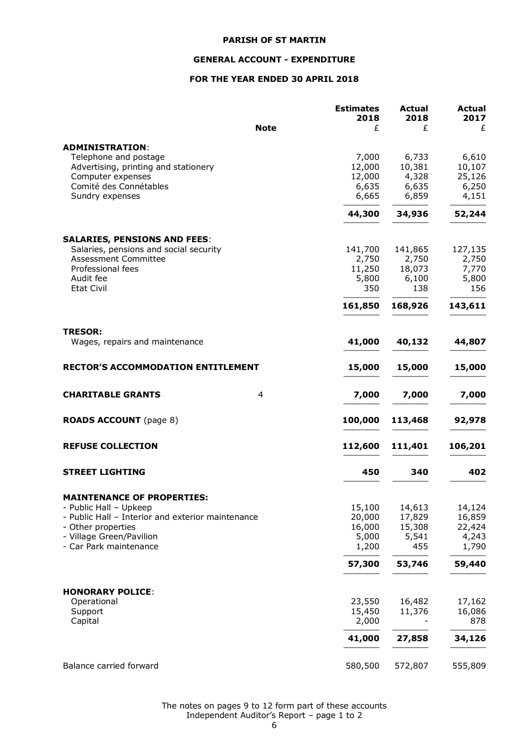**PARISH OF ST MARTIN**

**GENERAL ACCOUNT - EXPENDITURE**

**FOR THE YEAR ENDED 30 APRIL 2018**

| | Note | Estimates 2018 £ | Actual 2018 £ | Actual 2017 £ |
|---|---|---|---|---|
| **ADMINISTRATION**: | | | | |
| Telephone and postage | | 7,000 | 6,733 | 6,610 |
| Advertising, printing and stationery | | 12,000 | 10,381 | 10,107 |
| Computer expenses | | 12,000 | 4,328 | 25,126 |
| Comité des Connétables | | 6,635 | 6,635 | 6,250 |
| Sundry expenses | | 6,665 | 6,859 | 4,151 |
| | | **44,300** | **34,936** | **52,244** |
| **SALARIES, PENSIONS AND FEES**: | | | | |
| Salaries, pensions and social security | | 141,700 | 141,865 | 127,135 |
| Assessment Committee | | 2,750 | 2,750 | 2,750 |
| Professional fees | | 11,250 | 18,073 | 7,770 |
| Audit fee | | 5,800 | 6,100 | 5,800 |
| Etat Civil | | 350 | 138 | 156 |
| | | **161,850** | **168,926** | **143,611** |
| **TRESOR:** | | | | |
| Wages, repairs and maintenance | | **41,000** | **40,132** | **44,807** |
| **RECTOR'S ACCOMMODATION ENTITLEMENT** | | **15,000** | **15,000** | **15,000** |
| **CHARITABLE GRANTS** | 4 | **7,000** | **7,000** | **7,000** |
| **ROADS ACCOUNT** (page 8) | | **100,000** | **113,468** | **92,978** |
| **REFUSE COLLECTION** | | **112,600** | **111,401** | **106,201** |
| **STREET LIGHTING** | | **450** | **340** | **402** |
| **MAINTENANCE OF PROPERTIES:** | | | | |
| - Public Hall – Upkeep | | 15,100 | 14,613 | 14,124 |
| - Public Hall – Interior and exterior maintenance | | 20,000 | 17,829 | 16,859 |
| - Other properties | | 16,000 | 15,308 | 22,424 |
| - Village Green/Pavilion | | 5,000 | 5,541 | 4,243 |
| - Car Park maintenance | | 1,200 | 455 | 1,790 |
| | | **57,300** | **53,746** | **59,440** |
| **HONORARY POLICE**: | | | | |
| Operational | | 23,550 | 16,482 | 17,162 |
| Support | | 15,450 | 11,376 | 16,086 |
| Capital | | 2,000 | - | 878 |
| | | **41,000** | **27,858** | **34,126** |
| Balance carried forward | | 580,500 | 572,807 | 555,809 |

The notes on pages 9 to 12 form part of these accounts
Independent Auditor's Report – page 1 to 2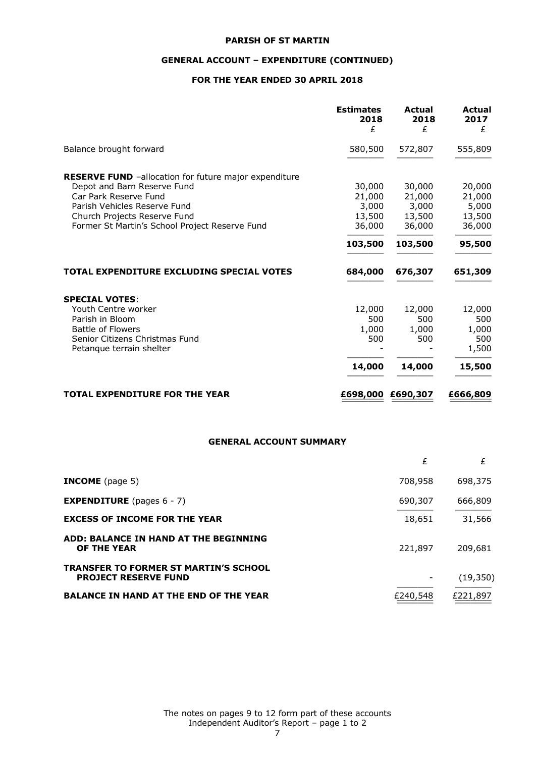**PARISH OF ST MARTIN**

**GENERAL ACCOUNT – EXPENDITURE (CONTINUED)**

**FOR THE YEAR ENDED 30 APRIL 2018**

| | Estimates 2018 £ | Actual 2018 £ | Actual 2017 £ |
|---|---|---|---|
| Balance brought forward | 580,500 | 572,807 | 555,809 |
| **RESERVE FUND** –allocation for future major expenditure | | | |
| Depot and Barn Reserve Fund | 30,000 | 30,000 | 20,000 |
| Car Park Reserve Fund | 21,000 | 21,000 | 21,000 |
| Parish Vehicles Reserve Fund | 3,000 | 3,000 | 5,000 |
| Church Projects Reserve Fund | 13,500 | 13,500 | 13,500 |
| Former St Martin's School Project Reserve Fund | 36,000 | 36,000 | 36,000 |
| | **103,500** | **103,500** | **95,500** |
| **TOTAL EXPENDITURE EXCLUDING SPECIAL VOTES** | **684,000** | **676,307** | **651,309** |
| **SPECIAL VOTES**: | | | |
| Youth Centre worker | 12,000 | 12,000 | 12,000 |
| Parish in Bloom | 500 | 500 | 500 |
| Battle of Flowers | 1,000 | 1,000 | 1,000 |
| Senior Citizens Christmas Fund | 500 | 500 | 500 |
| Petanque terrain shelter | - | - | 1,500 |
| | **14,000** | **14,000** | **15,500** |
| **TOTAL EXPENDITURE FOR THE YEAR** | **£698,000** | **£690,307** | **£666,809** |

**GENERAL ACCOUNT SUMMARY**

| | £ | £ |
|---|---|---|
| **INCOME** (page 5) | 708,958 | 698,375 |
| **EXPENDITURE** (pages 6 - 7) | 690,307 | 666,809 |
| **EXCESS OF INCOME FOR THE YEAR** | 18,651 | 31,566 |
| **ADD: BALANCE IN HAND AT THE BEGINNING OF THE YEAR** | 221,897 | 209,681 |
| **TRANSFER TO FORMER ST MARTIN'S SCHOOL PROJECT RESERVE FUND** | - | (19,350) |
| **BALANCE IN HAND AT THE END OF THE YEAR** | £240,548 | £221,897 |

The notes on pages 9 to 12 form part of these accounts
Independent Auditor's Report – page 1 to 2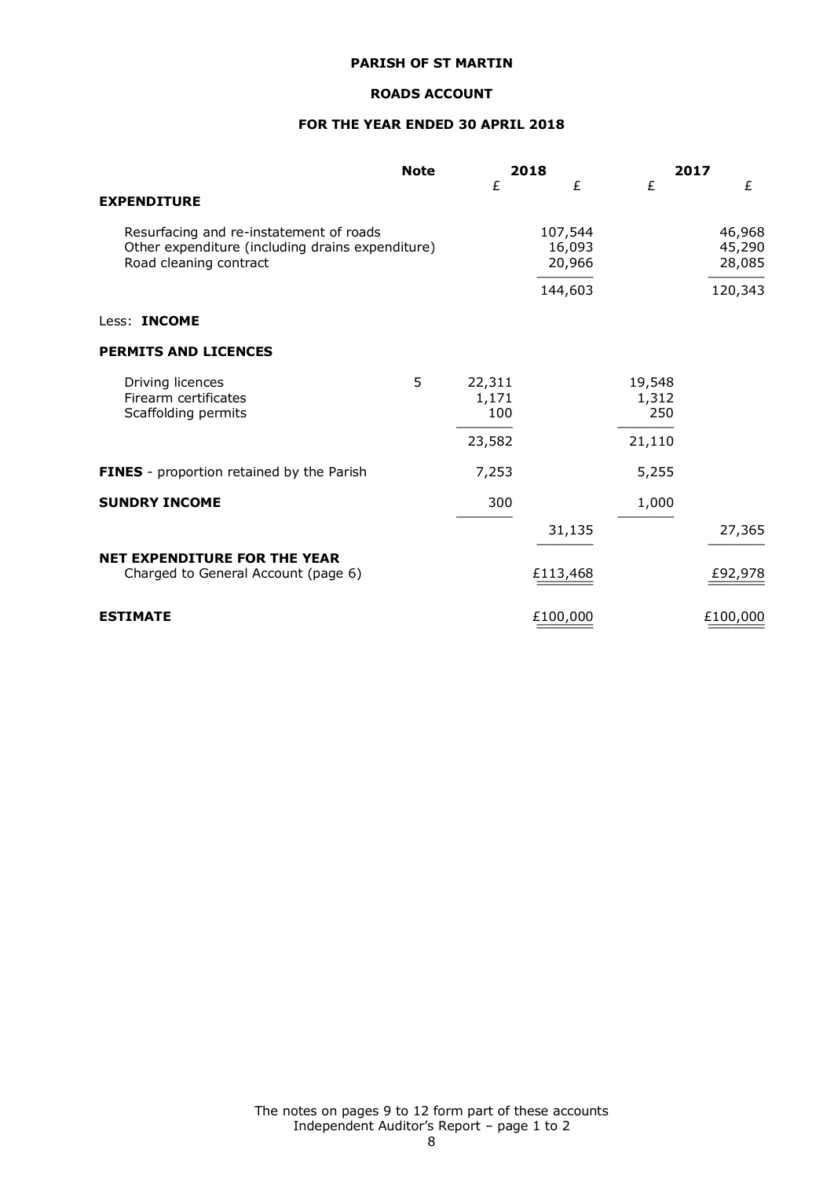**PARISH OF ST MARTIN**

**ROADS ACCOUNT**

**FOR THE YEAR ENDED 30 APRIL 2018**

| | Note | 2018 | | 2017 | |
|---|---|---|---|---|---|
| | | £ | £ | £ | £ |
| **EXPENDITURE** | | | | | |
| Resurfacing and re-instatement of roads | | | 107,544 | | 46,968 |
| Other expenditure (including drains expenditure) | | | 16,093 | | 45,290 |
| Road cleaning contract | | | 20,966 | | 28,085 |
| | | | 144,603 | | 120,343 |
| Less: **INCOME** | | | | | |
| **PERMITS AND LICENCES** | | | | | |
| Driving licences | 5 | 22,311 | | 19,548 | |
| Firearm certificates | | 1,171 | | 1,312 | |
| Scaffolding permits | | 100 | | 250 | |
| | | 23,582 | | 21,110 | |
| **FINES** - proportion retained by the Parish | | 7,253 | | 5,255 | |
| **SUNDRY INCOME** | | 300 | | 1,000 | |
| | | | 31,135 | | 27,365 |
| **NET EXPENDITURE FOR THE YEAR** Charged to General Account (page 6) | | | £113,468 | | £92,978 |
| **ESTIMATE** | | | £100,000 | | £100,000 |

The notes on pages 9 to 12 form part of these accounts
Independent Auditor's Report – page 1 to 2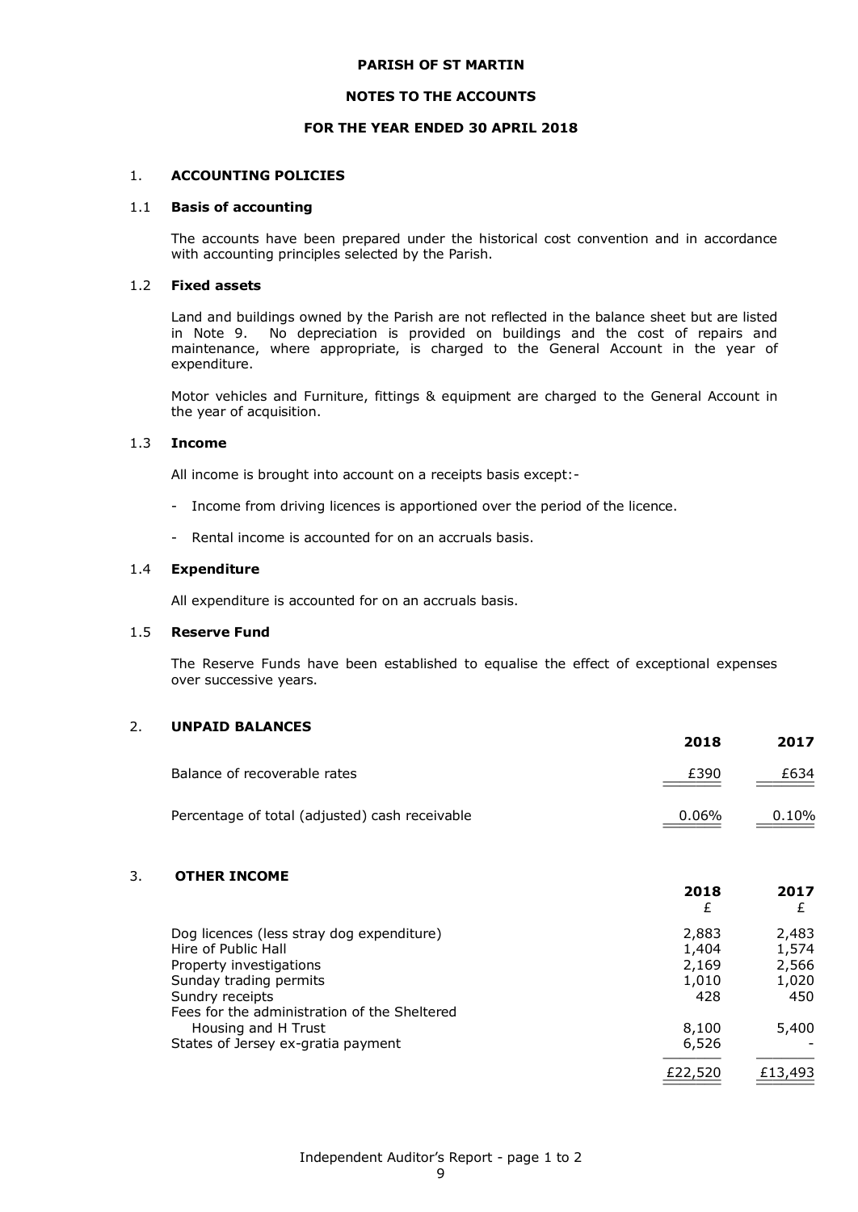**PARISH OF ST MARTIN**

**NOTES TO THE ACCOUNTS**

**FOR THE YEAR ENDED 30 APRIL 2018**

## 1. ACCOUNTING POLICIES

### 1.1 Basis of accounting

The accounts have been prepared under the historical cost convention and in accordance with accounting principles selected by the Parish.

### 1.2 Fixed assets

Land and buildings owned by the Parish are not reflected in the balance sheet but are listed in Note 9. No depreciation is provided on buildings and the cost of repairs and maintenance, where appropriate, is charged to the General Account in the year of expenditure.

Motor vehicles and Furniture, fittings & equipment are charged to the General Account in the year of acquisition.

### 1.3 Income

All income is brought into account on a receipts basis except:-

- Income from driving licences is apportioned over the period of the licence.
- Rental income is accounted for on an accruals basis.

### 1.4 Expenditure

All expenditure is accounted for on an accruals basis.

### 1.5 Reserve Fund

The Reserve Funds have been established to equalise the effect of exceptional expenses over successive years.

## 2. UNPAID BALANCES

| | 2018 | 2017 |
|---|---|---|
| Balance of recoverable rates | £390 | £634 |
| Percentage of total (adjusted) cash receivable | 0.06% | 0.10% |

## 3. OTHER INCOME

| | 2018 £ | 2017 £ |
|---|---|---|
| Dog licences (less stray dog expenditure) | 2,883 | 2,483 |
| Hire of Public Hall | 1,404 | 1,574 |
| Property investigations | 2,169 | 2,566 |
| Sunday trading permits | 1,010 | 1,020 |
| Sundry receipts | 428 | 450 |
| Fees for the administration of the Sheltered Housing and H Trust | 8,100 | 5,400 |
| States of Jersey ex-gratia payment | 6,526 | - |
| | £22,520 | £13,493 |

Independent Auditor's Report - page 1 to 2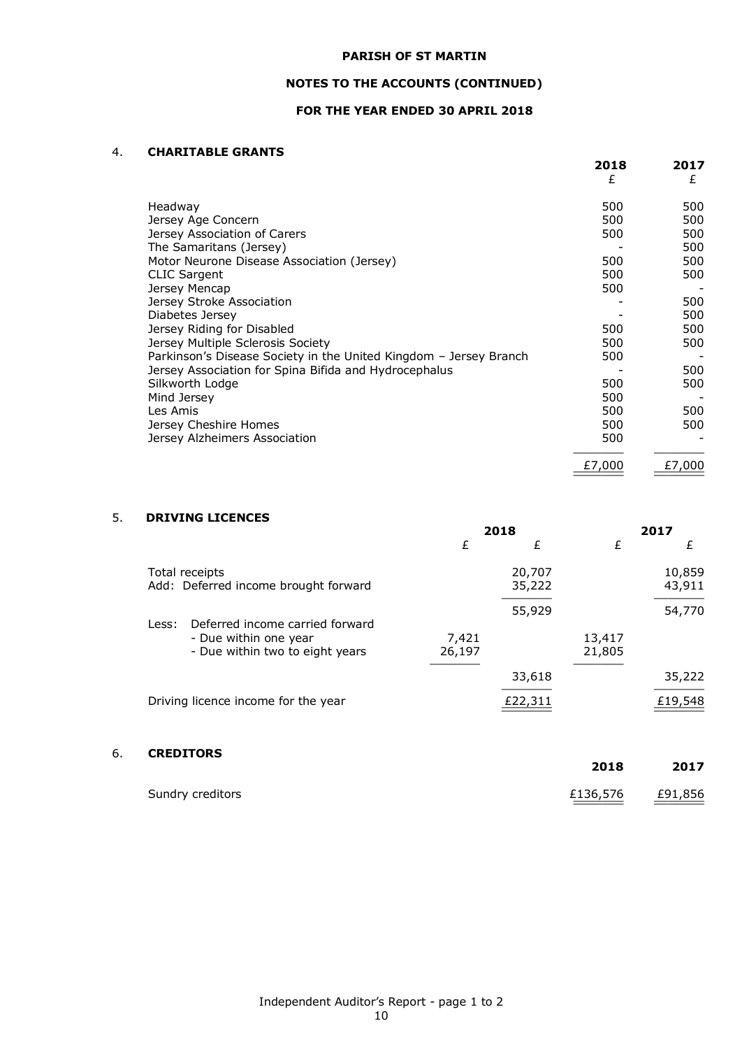**PARISH OF ST MARTIN**

**NOTES TO THE ACCOUNTS (CONTINUED)**

**FOR THE YEAR ENDED 30 APRIL 2018**

## 4. CHARITABLE GRANTS

| | 2018 £ | 2017 £ |
|---|---|---|
| Headway | 500 | 500 |
| Jersey Age Concern | 500 | 500 |
| Jersey Association of Carers | 500 | 500 |
| The Samaritans (Jersey) | - | 500 |
| Motor Neurone Disease Association (Jersey) | 500 | 500 |
| CLIC Sargent | 500 | 500 |
| Jersey Mencap | 500 | - |
| Jersey Stroke Association | - | 500 |
| Diabetes Jersey | - | 500 |
| Jersey Riding for Disabled | 500 | 500 |
| Jersey Multiple Sclerosis Society | 500 | 500 |
| Parkinson's Disease Society in the United Kingdom – Jersey Branch | 500 | - |
| Jersey Association for Spina Bifida and Hydrocephalus | - | 500 |
| Silkworth Lodge | 500 | 500 |
| Mind Jersey | 500 | - |
| Les Amis | 500 | 500 |
| Jersey Cheshire Homes | 500 | 500 |
| Jersey Alzheimers Association | 500 | - |
| | £7,000 | £7,000 |

## 5. DRIVING LICENCES

| | 2018 | | 2017 | |
|---|---|---|---|---|
| | £ | £ | £ | £ |
| Total receipts | | 20,707 | | 10,859 |
| Add: Deferred income brought forward | | 35,222 | | 43,911 |
| | | 55,929 | | 54,770 |
| Less: Deferred income carried forward | | | | |
| - Due within one year | 7,421 | | 13,417 | |
| - Due within two to eight years | 26,197 | | 21,805 | |
| | | 33,618 | | 35,222 |
| Driving licence income for the year | | £22,311 | | £19,548 |

## 6. CREDITORS

| | 2018 | 2017 |
|---|---|---|
| Sundry creditors | £136,576 | £91,856 |

Independent Auditor's Report - page 1 to 2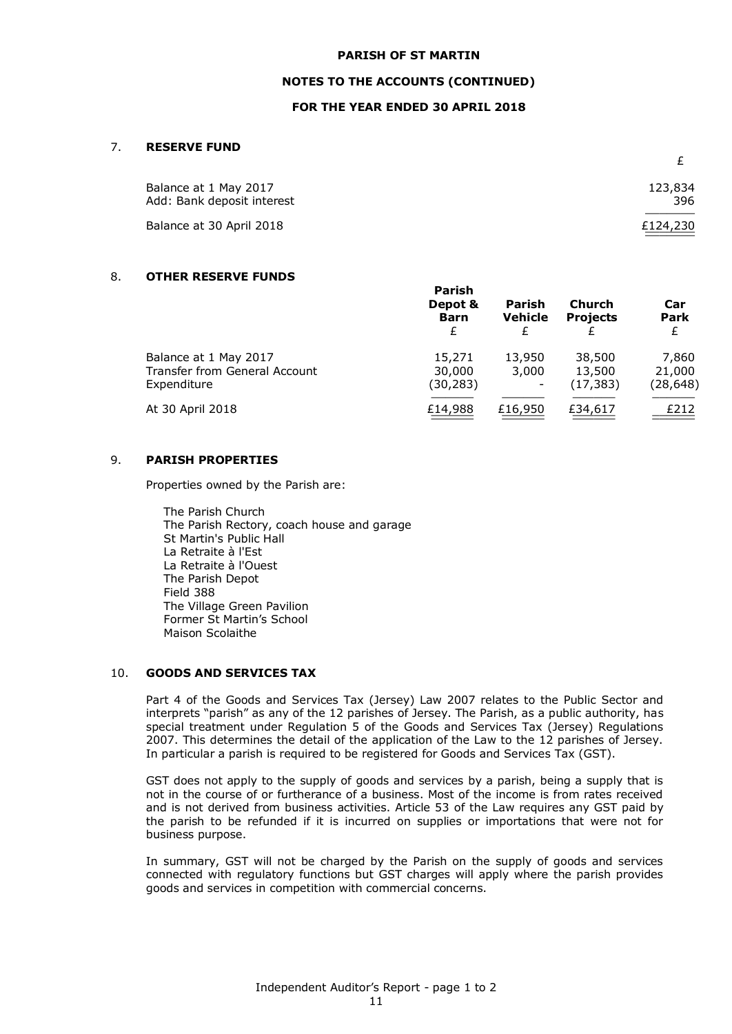**PARISH OF ST MARTIN**

**NOTES TO THE ACCOUNTS (CONTINUED)**

**FOR THE YEAR ENDED 30 APRIL 2018**

## 7. RESERVE FUND

| | £ |
|---|---|
| Balance at 1 May 2017 | 123,834 |
| Add: Bank deposit interest | 396 |
| Balance at 30 April 2018 | £124,230 |

## 8. OTHER RESERVE FUNDS

| | Parish Depot & Barn £ | Parish Vehicle £ | Church Projects £ | Car Park £ |
|---|---|---|---|---|
| Balance at 1 May 2017 | 15,271 | 13,950 | 38,500 | 7,860 |
| Transfer from General Account | 30,000 | 3,000 | 13,500 | 21,000 |
| Expenditure | (30,283) | - | (17,383) | (28,648) |
| At 30 April 2018 | £14,988 | £16,950 | £34,617 | £212 |

## 9. PARISH PROPERTIES

Properties owned by the Parish are:

The Parish Church
The Parish Rectory, coach house and garage
St Martin's Public Hall
La Retraite à l'Est
La Retraite à l'Ouest
The Parish Depot
Field 388
The Village Green Pavilion
Former St Martin's School
Maison Scolaithe

## 10. GOODS AND SERVICES TAX

Part 4 of the Goods and Services Tax (Jersey) Law 2007 relates to the Public Sector and interprets "parish" as any of the 12 parishes of Jersey. The Parish, as a public authority, has special treatment under Regulation 5 of the Goods and Services Tax (Jersey) Regulations 2007. This determines the detail of the application of the Law to the 12 parishes of Jersey. In particular a parish is required to be registered for Goods and Services Tax (GST).

GST does not apply to the supply of goods and services by a parish, being a supply that is not in the course of or furtherance of a business. Most of the income is from rates received and is not derived from business activities. Article 53 of the Law requires any GST paid by the parish to be refunded if it is incurred on supplies or importations that were not for business purpose.

In summary, GST will not be charged by the Parish on the supply of goods and services connected with regulatory functions but GST charges will apply where the parish provides goods and services in competition with commercial concerns.

Independent Auditor's Report - page 1 to 2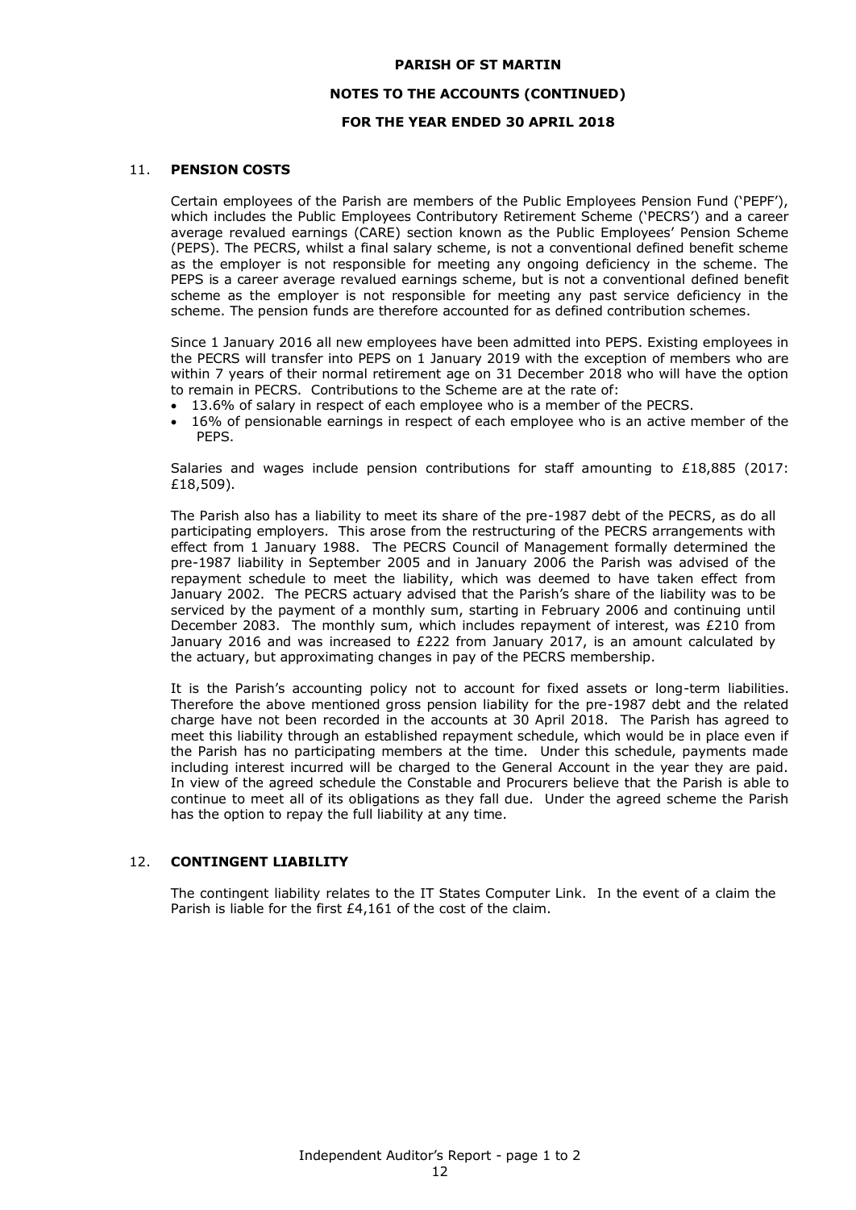**PARISH OF ST MARTIN**

**NOTES TO THE ACCOUNTS (CONTINUED)**

**FOR THE YEAR ENDED 30 APRIL 2018**

## 11. PENSION COSTS

Certain employees of the Parish are members of the Public Employees Pension Fund ('PEPF'), which includes the Public Employees Contributory Retirement Scheme ('PECRS') and a career average revalued earnings (CARE) section known as the Public Employees' Pension Scheme (PEPS). The PECRS, whilst a final salary scheme, is not a conventional defined benefit scheme as the employer is not responsible for meeting any ongoing deficiency in the scheme. The PEPS is a career average revalued earnings scheme, but is not a conventional defined benefit scheme as the employer is not responsible for meeting any past service deficiency in the scheme. The pension funds are therefore accounted for as defined contribution schemes.

Since 1 January 2016 all new employees have been admitted into PEPS. Existing employees in the PECRS will transfer into PEPS on 1 January 2019 with the exception of members who are within 7 years of their normal retirement age on 31 December 2018 who will have the option to remain in PECRS. Contributions to the Scheme are at the rate of:

- 13.6% of salary in respect of each employee who is a member of the PECRS.
- 16% of pensionable earnings in respect of each employee who is an active member of the PEPS.

Salaries and wages include pension contributions for staff amounting to £18,885 (2017: £18,509).

The Parish also has a liability to meet its share of the pre-1987 debt of the PECRS, as do all participating employers. This arose from the restructuring of the PECRS arrangements with effect from 1 January 1988. The PECRS Council of Management formally determined the pre-1987 liability in September 2005 and in January 2006 the Parish was advised of the repayment schedule to meet the liability, which was deemed to have taken effect from January 2002. The PECRS actuary advised that the Parish's share of the liability was to be serviced by the payment of a monthly sum, starting in February 2006 and continuing until December 2083. The monthly sum, which includes repayment of interest, was £210 from January 2016 and was increased to £222 from January 2017, is an amount calculated by the actuary, but approximating changes in pay of the PECRS membership.

It is the Parish's accounting policy not to account for fixed assets or long-term liabilities. Therefore the above mentioned gross pension liability for the pre-1987 debt and the related charge have not been recorded in the accounts at 30 April 2018. The Parish has agreed to meet this liability through an established repayment schedule, which would be in place even if the Parish has no participating members at the time. Under this schedule, payments made including interest incurred will be charged to the General Account in the year they are paid. In view of the agreed schedule the Constable and Procurers believe that the Parish is able to continue to meet all of its obligations as they fall due. Under the agreed scheme the Parish has the option to repay the full liability at any time.

## 12. CONTINGENT LIABILITY

The contingent liability relates to the IT States Computer Link. In the event of a claim the Parish is liable for the first £4,161 of the cost of the claim.

Independent Auditor's Report - page 1 to 2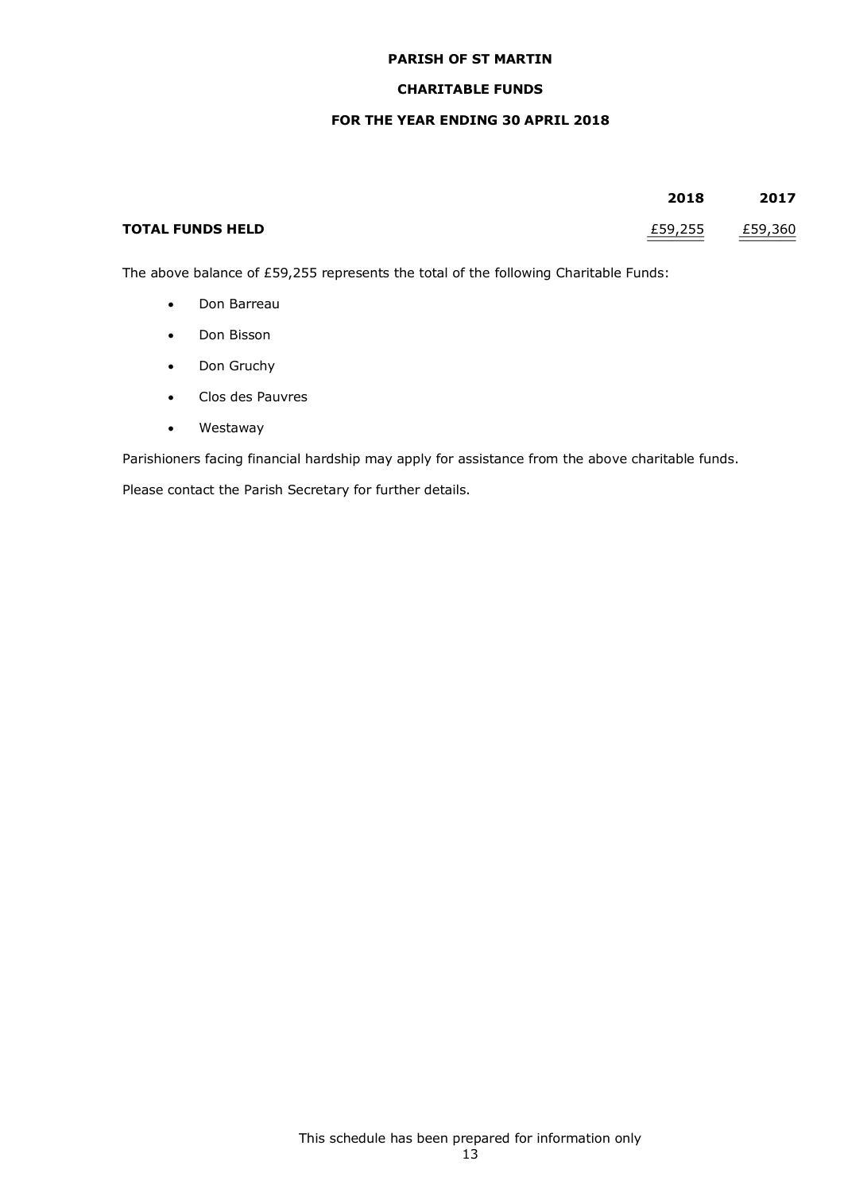# PARISH OF ST MARTIN

## CHARITABLE FUNDS

### FOR THE YEAR ENDING 30 APRIL 2018

| | 2018 | 2017 |
|---|---|---|
| **TOTAL FUNDS HELD** | £59,255 | £59,360 |

The above balance of £59,255 represents the total of the following Charitable Funds:

- Don Barreau
- Don Bisson
- Don Gruchy
- Clos des Pauvres
- Westaway

Parishioners facing financial hardship may apply for assistance from the above charitable funds.

Please contact the Parish Secretary for further details.

This schedule has been prepared for information only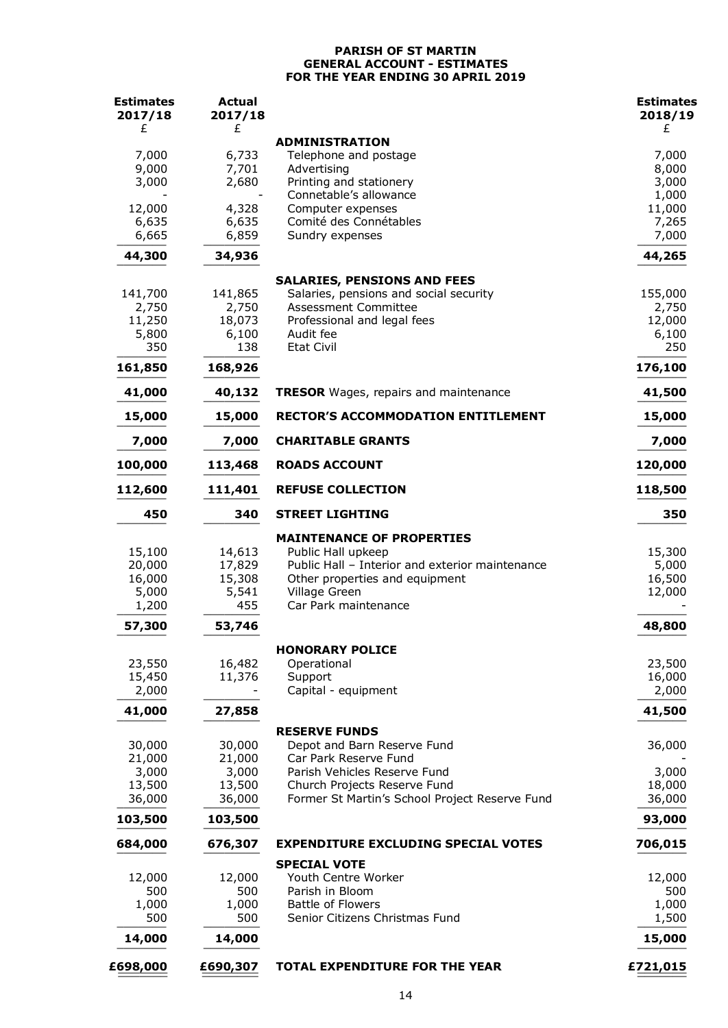**PARISH OF ST MARTIN**
**GENERAL ACCOUNT - ESTIMATES**
**FOR THE YEAR ENDING 30 APRIL 2019**

| Estimates 2017/18 £ | Actual 2017/18 £ | | Estimates 2018/19 £ |
|---:|---:|---|---:|
| | | **ADMINISTRATION** | |
| 7,000 | 6,733 | Telephone and postage | 7,000 |
| 9,000 | 7,701 | Advertising | 8,000 |
| 3,000 | 2,680 | Printing and stationery | 3,000 |
| - | - | Connetable's allowance | 1,000 |
| 12,000 | 4,328 | Computer expenses | 11,000 |
| 6,635 | 6,635 | Comité des Connétables | 7,265 |
| 6,665 | 6,859 | Sundry expenses | 7,000 |
| **44,300** | **34,936** | | **44,265** |
| | | **SALARIES, PENSIONS AND FEES** | |
| 141,700 | 141,865 | Salaries, pensions and social security | 155,000 |
| 2,750 | 2,750 | Assessment Committee | 2,750 |
| 11,250 | 18,073 | Professional and legal fees | 12,000 |
| 5,800 | 6,100 | Audit fee | 6,100 |
| 350 | 138 | Etat Civil | 250 |
| **161,850** | **168,926** | | **176,100** |
| **41,000** | **40,132** | **TRESOR** Wages, repairs and maintenance | **41,500** |
| **15,000** | **15,000** | **RECTOR'S ACCOMMODATION ENTITLEMENT** | **15,000** |
| **7,000** | **7,000** | **CHARITABLE GRANTS** | **7,000** |
| **100,000** | **113,468** | **ROADS ACCOUNT** | **120,000** |
| **112,600** | **111,401** | **REFUSE COLLECTION** | **118,500** |
| **450** | **340** | **STREET LIGHTING** | **350** |
| | | **MAINTENANCE OF PROPERTIES** | |
| 15,100 | 14,613 | Public Hall upkeep | 15,300 |
| 20,000 | 17,829 | Public Hall – Interior and exterior maintenance | 5,000 |
| 16,000 | 15,308 | Other properties and equipment | 16,500 |
| 5,000 | 5,541 | Village Green | 12,000 |
| 1,200 | 455 | Car Park maintenance | - |
| **57,300** | **53,746** | | **48,800** |
| | | **HONORARY POLICE** | |
| 23,550 | 16,482 | Operational | 23,500 |
| 15,450 | 11,376 | Support | 16,000 |
| 2,000 | - | Capital - equipment | 2,000 |
| **41,000** | **27,858** | | **41,500** |
| | | **RESERVE FUNDS** | |
| 30,000 | 30,000 | Depot and Barn Reserve Fund | 36,000 |
| 21,000 | 21,000 | Car Park Reserve Fund | - |
| 3,000 | 3,000 | Parish Vehicles Reserve Fund | 3,000 |
| 13,500 | 13,500 | Church Projects Reserve Fund | 18,000 |
| 36,000 | 36,000 | Former St Martin's School Project Reserve Fund | 36,000 |
| **103,500** | **103,500** | | **93,000** |
| **684,000** | **676,307** | **EXPENDITURE EXCLUDING SPECIAL VOTES** | **706,015** |
| | | **SPECIAL VOTE** | |
| 12,000 | 12,000 | Youth Centre Worker | 12,000 |
| 500 | 500 | Parish in Bloom | 500 |
| 1,000 | 1,000 | Battle of Flowers | 1,000 |
| 500 | 500 | Senior Citizens Christmas Fund | 1,500 |
| **14,000** | **14,000** | | **15,000** |
| **£698,000** | **£690,307** | **TOTAL EXPENDITURE FOR THE YEAR** | **£721,015** |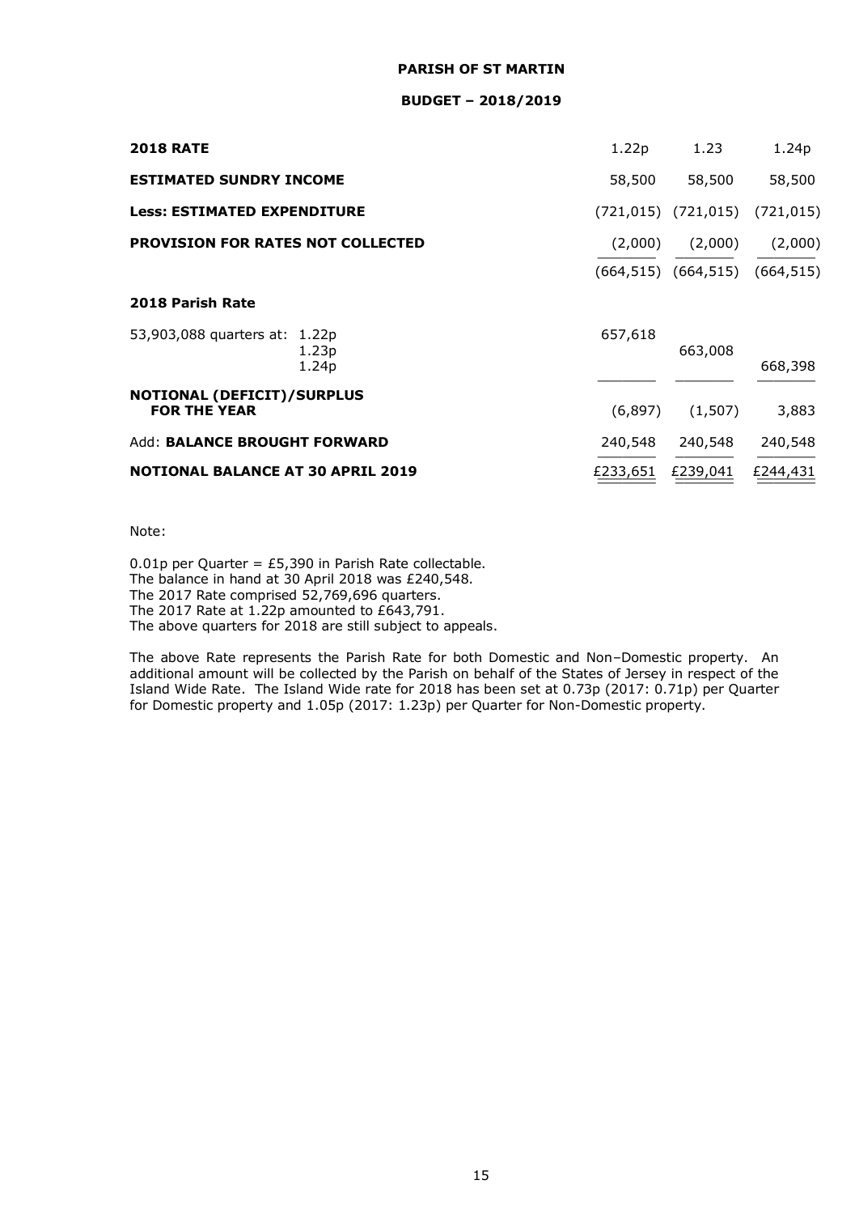**PARISH OF ST MARTIN**

**BUDGET – 2018/2019**

| | | | |
|---|---|---|---|
| **2018 RATE** | 1.22p | 1.23 | 1.24p |
| **ESTIMATED SUNDRY INCOME** | 58,500 | 58,500 | 58,500 |
| **Less: ESTIMATED EXPENDITURE** | (721,015) | (721,015) | (721,015) |
| **PROVISION FOR RATES NOT COLLECTED** | (2,000) | (2,000) | (2,000) |
| | (664,515) | (664,515) | (664,515) |
| **2018 Parish Rate** | | | |
| 53,903,088 quarters at: 1.22p | 657,618 | | |
| 1.23p | | 663,008 | |
| 1.24p | | | 668,398 |
| **NOTIONAL (DEFICIT)/SURPLUS FOR THE YEAR** | (6,897) | (1,507) | 3,883 |
| Add: **BALANCE BROUGHT FORWARD** | 240,548 | 240,548 | 240,548 |
| **NOTIONAL BALANCE AT 30 APRIL 2019** | £233,651 | £239,041 | £244,431 |

Note:

0.01p per Quarter = £5,390 in Parish Rate collectable.
The balance in hand at 30 April 2018 was £240,548.
The 2017 Rate comprised 52,769,696 quarters.
The 2017 Rate at 1.22p amounted to £643,791.
The above quarters for 2018 are still subject to appeals.

The above Rate represents the Parish Rate for both Domestic and Non–Domestic property. An additional amount will be collected by the Parish on behalf of the States of Jersey in respect of the Island Wide Rate. The Island Wide rate for 2018 has been set at 0.73p (2017: 0.71p) per Quarter for Domestic property and 1.05p (2017: 1.23p) per Quarter for Non-Domestic property.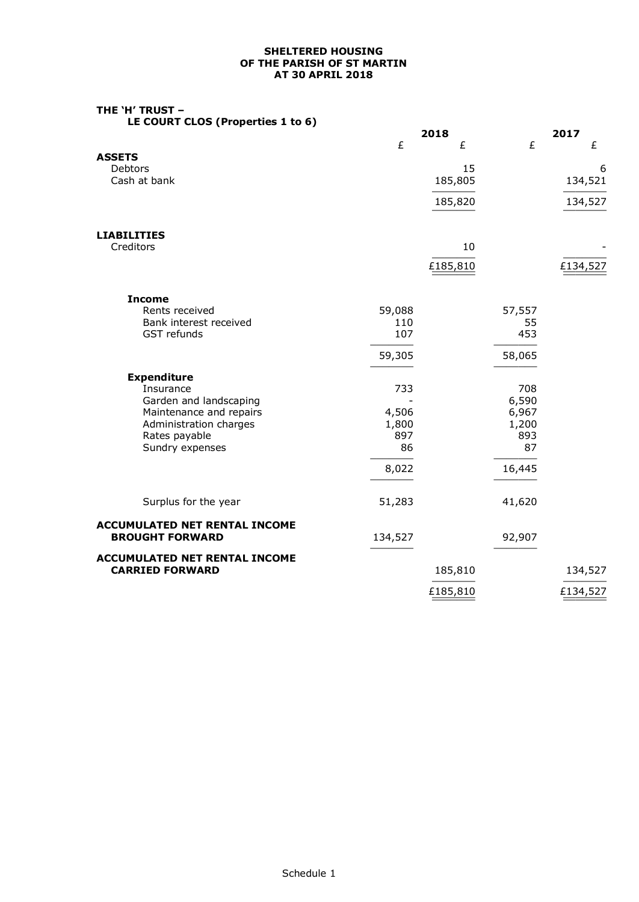**SHELTERED HOUSING**
**OF THE PARISH OF ST MARTIN**
**AT 30 APRIL 2018**

**THE 'H' TRUST –**
**LE COURT CLOS (Properties 1 to 6)**

| | 2018 | | 2017 | |
|---|---|---|---|---|
| | £ | £ | £ | £ |
| **ASSETS** | | | | |
| Debtors | | 15 | | 6 |
| Cash at bank | | 185,805 | | 134,521 |
| | | 185,820 | | 134,527 |
| **LIABILITIES** | | | | |
| Creditors | | 10 | | - |
| | | £185,810 | | £134,527 |
| **Income** | | | | |
| Rents received | 59,088 | | 57,557 | |
| Bank interest received | 110 | | 55 | |
| GST refunds | 107 | | 453 | |
| | 59,305 | | 58,065 | |
| **Expenditure** | | | | |
| Insurance | 733 | | 708 | |
| Garden and landscaping | - | | 6,590 | |
| Maintenance and repairs | 4,506 | | 6,967 | |
| Administration charges | 1,800 | | 1,200 | |
| Rates payable | 897 | | 893 | |
| Sundry expenses | 86 | | 87 | |
| | 8,022 | | 16,445 | |
| Surplus for the year | 51,283 | | 41,620 | |
| **ACCUMULATED NET RENTAL INCOME BROUGHT FORWARD** | 134,527 | | 92,907 | |
| **ACCUMULATED NET RENTAL INCOME CARRIED FORWARD** | | 185,810 | | 134,527 |
| | | £185,810 | | £134,527 |

Schedule 1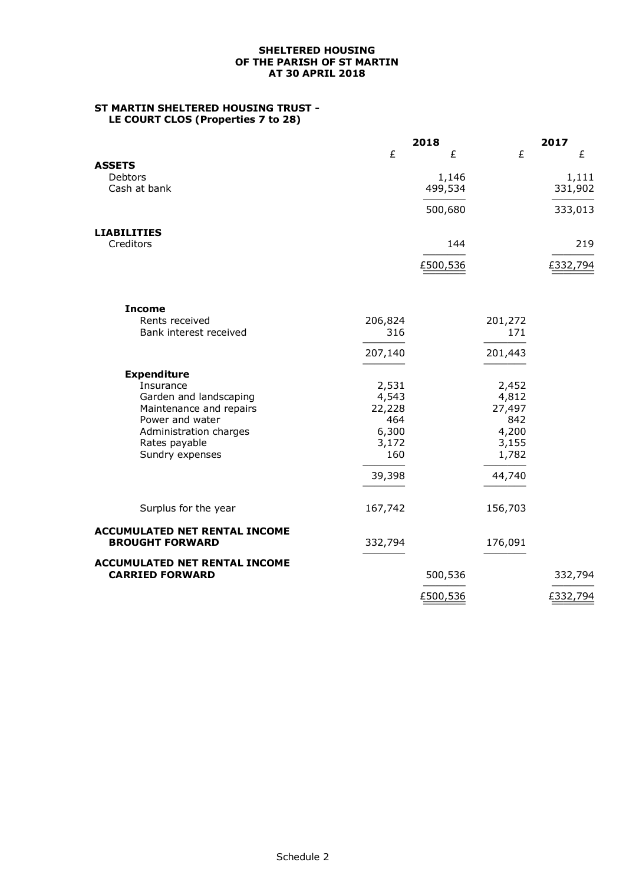**SHELTERED HOUSING OF THE PARISH OF ST MARTIN AT 30 APRIL 2018**

**ST MARTIN SHELTERED HOUSING TRUST - LE COURT CLOS (Properties 7 to 28)**

| | 2018 | | 2017 | |
|---|---|---|---|---|
| | £ | £ | £ | £ |
| **ASSETS** | | | | |
| Debtors | | 1,146 | | 1,111 |
| Cash at bank | | 499,534 | | 331,902 |
| | | 500,680 | | 333,013 |
| **LIABILITIES** | | | | |
| Creditors | | 144 | | 219 |
| | | £500,536 | | £332,794 |
| **Income** | | | | |
| Rents received | 206,824 | | 201,272 | |
| Bank interest received | 316 | | 171 | |
| | 207,140 | | 201,443 | |
| **Expenditure** | | | | |
| Insurance | 2,531 | | 2,452 | |
| Garden and landscaping | 4,543 | | 4,812 | |
| Maintenance and repairs | 22,228 | | 27,497 | |
| Power and water | 464 | | 842 | |
| Administration charges | 6,300 | | 4,200 | |
| Rates payable | 3,172 | | 3,155 | |
| Sundry expenses | 160 | | 1,782 | |
| | 39,398 | | 44,740 | |
| Surplus for the year | 167,742 | | 156,703 | |
| **ACCUMULATED NET RENTAL INCOME BROUGHT FORWARD** | 332,794 | | 176,091 | |
| **ACCUMULATED NET RENTAL INCOME CARRIED FORWARD** | | 500,536 | | 332,794 |
| | | £500,536 | | £332,794 |

Schedule 2